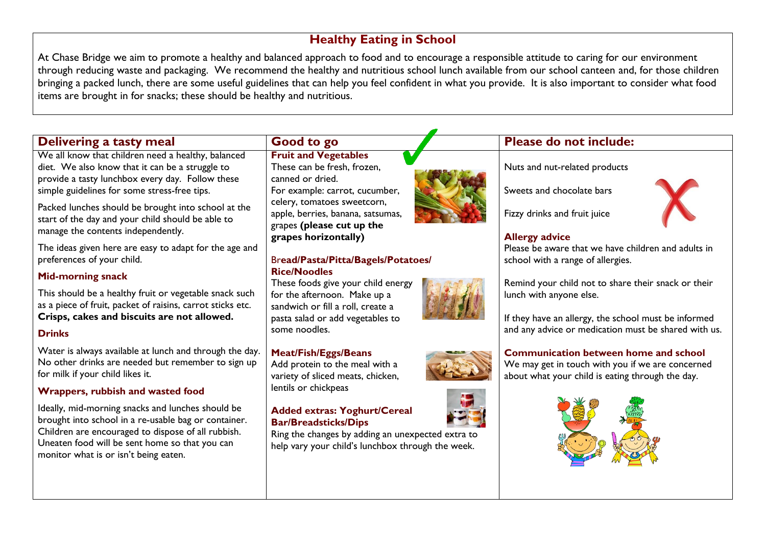# Healthy Eating in School

At Chase Bridge we aim to promote a healthy and balanced approach to food and to encourage a responsible attitude to caring for our environment through reducing waste and packaging. We recommend the healthy and nutritious school lunch available from our school canteen and, for those children bringing a packed lunch, there are some useful guidelines that can help you feel confident in what you provide. It is also important to consider what food items are brought in for snacks; these should be healthy and nutritious.

## Delivering a tasty meal

We all know that children need a healthy, balanced diet. We also know that it can be a struggle to provide a tasty lunchbox every day. Follow these simple guidelines for some stress-free tips.

Packed lunches should be brought into school at the start of the day and your child should be able to manage the contents independently.

The ideas given here are easy to adapt for the age and preferences of your child.

### Mid-morning snack

This should be a healthy fruit or vegetable snack such as a piece of fruit, packet of raisins, carrot sticks etc. **Crisps, cakes and biscuits are not allowed.**

### Drinks

Water is always available at lunch and through the day. No other drinks are needed but remember to sign up for milk if your child likes it.

### Wrappers, rubbish and wasted food

Ideally, mid-morning snacks and lunches should be brought into school in a re-usable bag or container. Children are encouraged to dispose of all rubbish. Uneaten food will be sent home so that you can monitor what is or isn't being eaten.

## Good to go

### Fruit and Vegetables

These can be fresh, frozen, canned or dried. For example: carrot, cucumber, celery, tomatoes sweetcorn, apple, berries, banana, satsumas, grapes **(please cut up the grapes horizontally)**

### Bread/Pasta/Pitta/Bagels/Potatoes/Rice/Noodles

These foods give your child energy for the afternoon. Make up a sandwich or fill a roll, create a pasta salad or add vegetables to some noodles.

### Meat/Fish/Eggs/Beans

Add protein to the meal with a variety of sliced meats, chicken, lentils or chickpeas

### Added extras: Yoghurt/Cereal Bar/Breadsticks/Dips

Ring the changes by adding an unexpected extra to help vary your child's lunchbox through the week.

## Please do not include:

Nuts and nut-related products

Sweets and chocolate bars

Fizzy drinks and fruit juice

### Allergy advice

Please be aware that we have children and adults in school with a range of allergies.

Remind your child not to share their snack or their lunch with anyone else.

If they have an allergy, the school must be informed and any advice or medication must be shared with us.

### Communication between home and school

We may get in touch with you if we are concerned about what your child is eating through the day.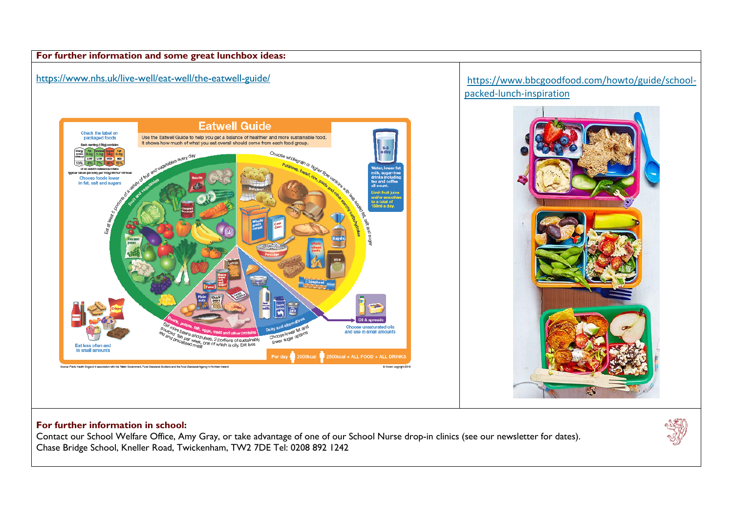**For further information and some great lunchbox ideas:**

https://www.nhs.uk/live-well/eat-well/the-eatwell-guide/

https://www.bbcgoodfood.com/howto/guide/school-packed-lunch-inspiration

**For further information in school:**

Contact our School Welfare Office, Amy Gray, or take advantage of one of our School Nurse drop-in clinics (see our newsletter for dates).

Chase Bridge School, Kneller Road, Twickenham, TW2 7DE Tel: 0208 892 1242